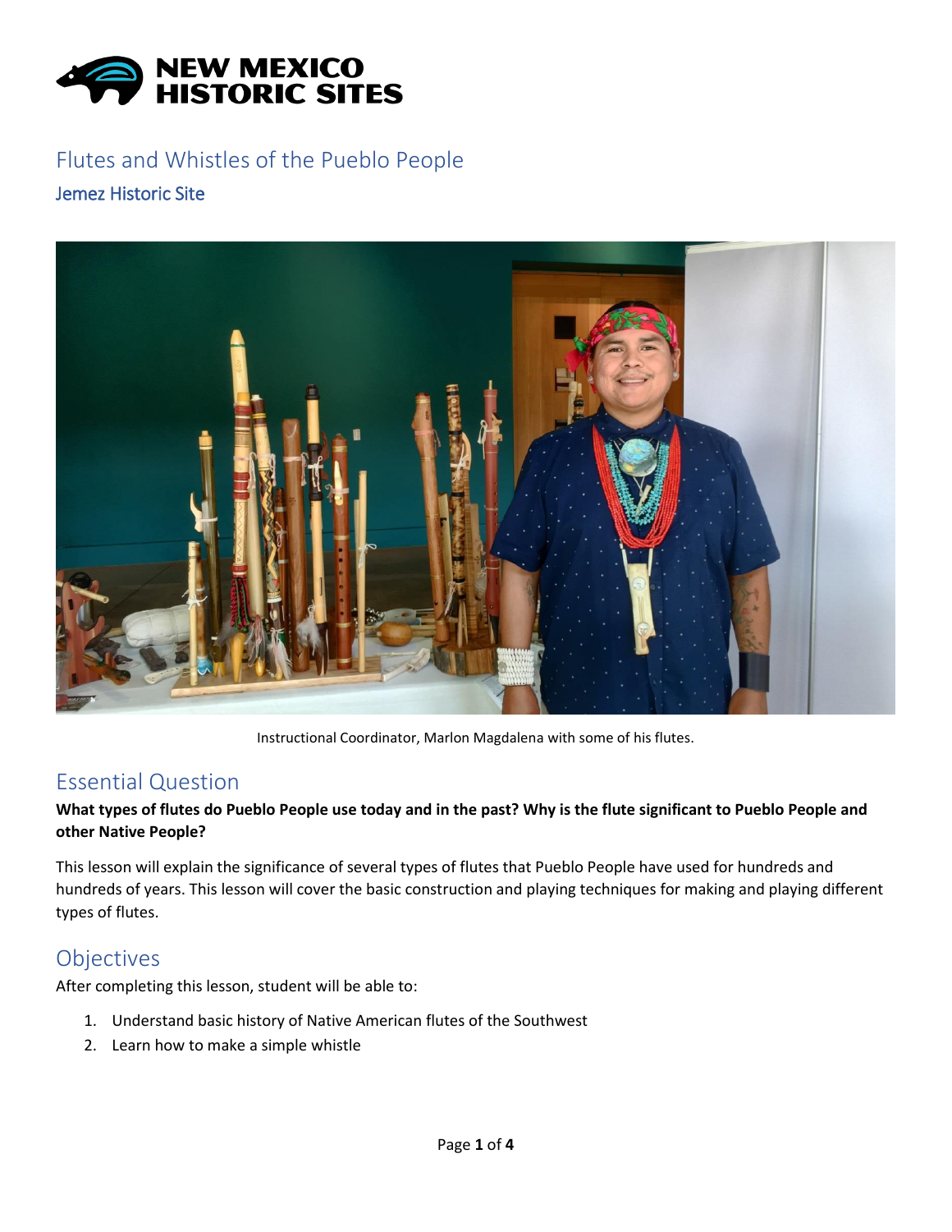NEW MEXICO HISTORIC SITES

# Flutes and Whistles of the Pueblo People

### Jemez Historic Site

Instructional Coordinator, Marlon Magdalena with some of his flutes.

## Essential Question

**What types of flutes do Pueblo People use today and in the past? Why is the flute significant to Pueblo People and other Native People?**

This lesson will explain the significance of several types of flutes that Pueblo People have used for hundreds and hundreds of years. This lesson will cover the basic construction and playing techniques for making and playing different types of flutes.

## Objectives

After completing this lesson, student will be able to:

1. Understand basic history of Native American flutes of the Southwest
2. Learn how to make a simple whistle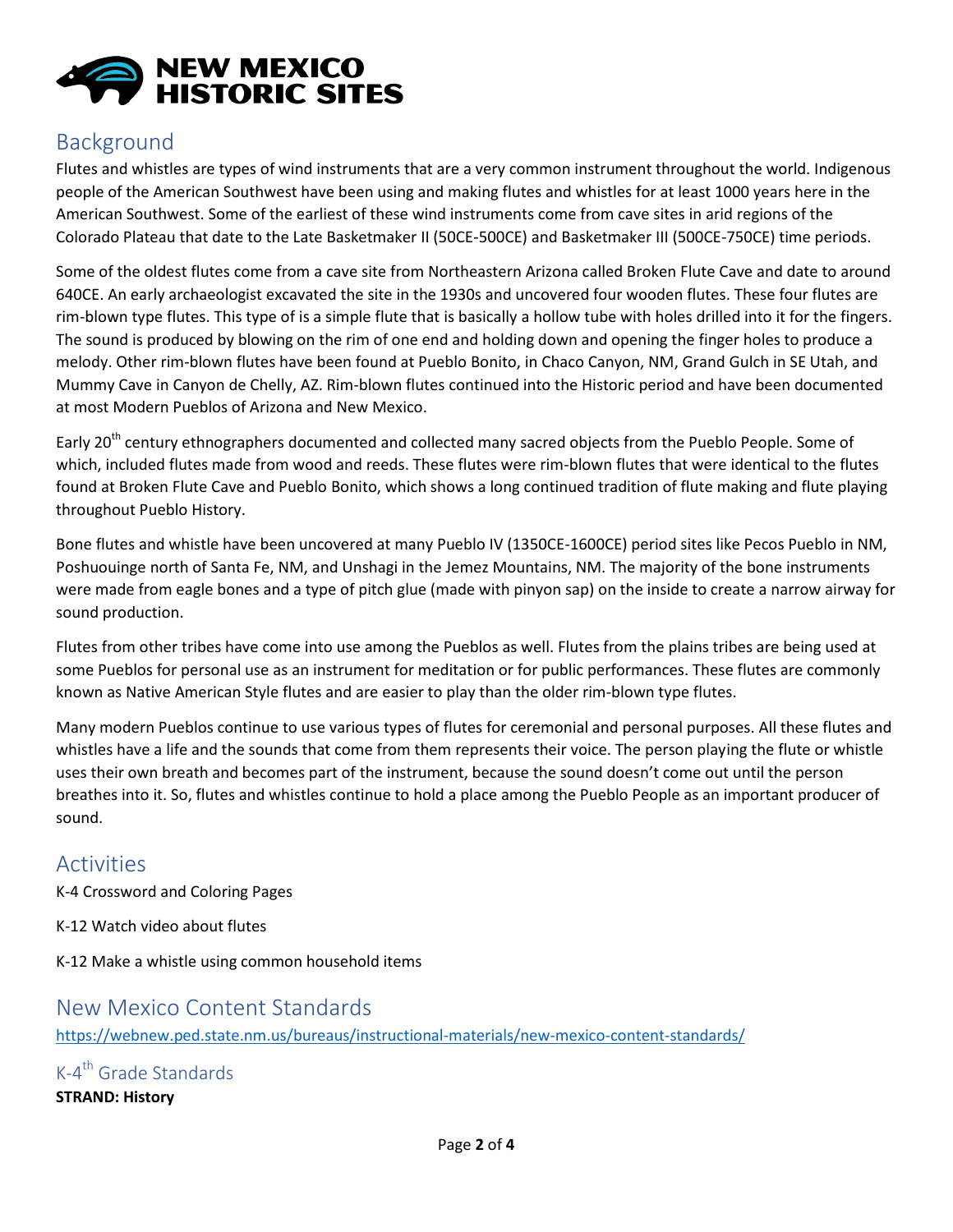## Background

Flutes and whistles are types of wind instruments that are a very common instrument throughout the world. Indigenous people of the American Southwest have been using and making flutes and whistles for at least 1000 years here in the American Southwest. Some of the earliest of these wind instruments come from cave sites in arid regions of the Colorado Plateau that date to the Late Basketmaker II (50CE-500CE) and Basketmaker III (500CE-750CE) time periods.

Some of the oldest flutes come from a cave site from Northeastern Arizona called Broken Flute Cave and date to around 640CE. An early archaeologist excavated the site in the 1930s and uncovered four wooden flutes. These four flutes are rim-blown type flutes. This type of is a simple flute that is basically a hollow tube with holes drilled into it for the fingers. The sound is produced by blowing on the rim of one end and holding down and opening the finger holes to produce a melody. Other rim-blown flutes have been found at Pueblo Bonito, in Chaco Canyon, NM, Grand Gulch in SE Utah, and Mummy Cave in Canyon de Chelly, AZ. Rim-blown flutes continued into the Historic period and have been documented at most Modern Pueblos of Arizona and New Mexico.

Early 20th century ethnographers documented and collected many sacred objects from the Pueblo People. Some of which, included flutes made from wood and reeds. These flutes were rim-blown flutes that were identical to the flutes found at Broken Flute Cave and Pueblo Bonito, which shows a long continued tradition of flute making and flute playing throughout Pueblo History.

Bone flutes and whistle have been uncovered at many Pueblo IV (1350CE-1600CE) period sites like Pecos Pueblo in NM, Poshuouinge north of Santa Fe, NM, and Unshagi in the Jemez Mountains, NM. The majority of the bone instruments were made from eagle bones and a type of pitch glue (made with pinyon sap) on the inside to create a narrow airway for sound production.

Flutes from other tribes have come into use among the Pueblos as well. Flutes from the plains tribes are being used at some Pueblos for personal use as an instrument for meditation or for public performances. These flutes are commonly known as Native American Style flutes and are easier to play than the older rim-blown type flutes.

Many modern Pueblos continue to use various types of flutes for ceremonial and personal purposes. All these flutes and whistles have a life and the sounds that come from them represents their voice. The person playing the flute or whistle uses their own breath and becomes part of the instrument, because the sound doesn't come out until the person breathes into it. So, flutes and whistles continue to hold a place among the Pueblo People as an important producer of sound.

## Activities

K-4 Crossword and Coloring Pages

K-12 Watch video about flutes

K-12 Make a whistle using common household items

## New Mexico Content Standards

https://webnew.ped.state.nm.us/bureaus/instructional-materials/new-mexico-content-standards/

### K-4th Grade Standards

**STRAND: History**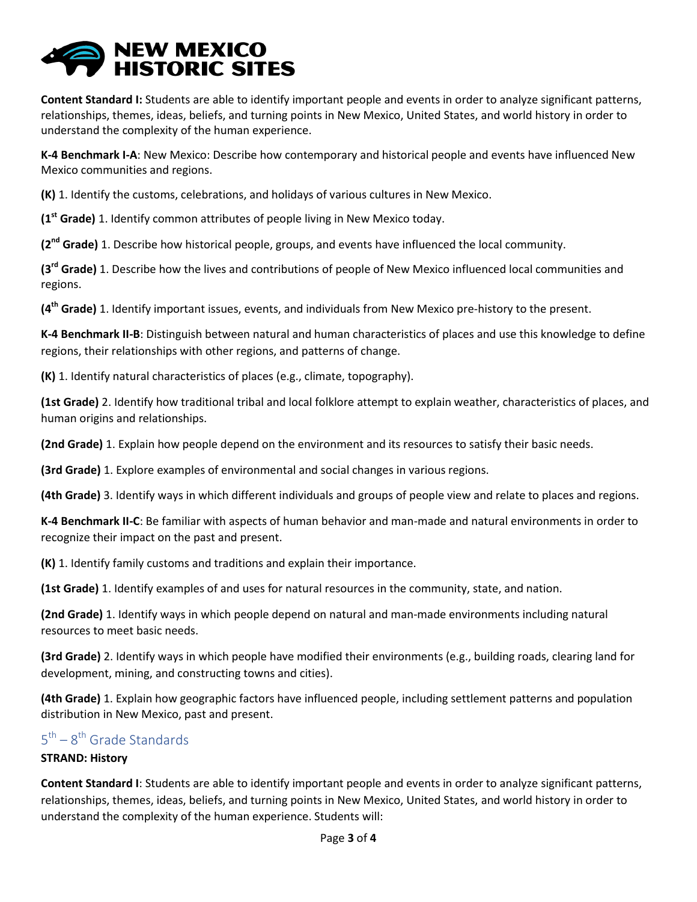**Content Standard I:** Students are able to identify important people and events in order to analyze significant patterns, relationships, themes, ideas, beliefs, and turning points in New Mexico, United States, and world history in order to understand the complexity of the human experience.

**K-4 Benchmark I-A**: New Mexico: Describe how contemporary and historical people and events have influenced New Mexico communities and regions.

**(K)** 1. Identify the customs, celebrations, and holidays of various cultures in New Mexico.

**(1st Grade)** 1. Identify common attributes of people living in New Mexico today.

**(2nd Grade)** 1. Describe how historical people, groups, and events have influenced the local community.

**(3rd Grade)** 1. Describe how the lives and contributions of people of New Mexico influenced local communities and regions.

**(4th Grade)** 1. Identify important issues, events, and individuals from New Mexico pre-history to the present.

**K-4 Benchmark II-B**: Distinguish between natural and human characteristics of places and use this knowledge to define regions, their relationships with other regions, and patterns of change.

**(K)** 1. Identify natural characteristics of places (e.g., climate, topography).

**(1st Grade)** 2. Identify how traditional tribal and local folklore attempt to explain weather, characteristics of places, and human origins and relationships.

**(2nd Grade)** 1. Explain how people depend on the environment and its resources to satisfy their basic needs.

**(3rd Grade)** 1. Explore examples of environmental and social changes in various regions.

**(4th Grade)** 3. Identify ways in which different individuals and groups of people view and relate to places and regions.

**K-4 Benchmark II-C**: Be familiar with aspects of human behavior and man-made and natural environments in order to recognize their impact on the past and present.

**(K)** 1. Identify family customs and traditions and explain their importance.

**(1st Grade)** 1. Identify examples of and uses for natural resources in the community, state, and nation.

**(2nd Grade)** 1. Identify ways in which people depend on natural and man-made environments including natural resources to meet basic needs.

**(3rd Grade)** 2. Identify ways in which people have modified their environments (e.g., building roads, clearing land for development, mining, and constructing towns and cities).

**(4th Grade)** 1. Explain how geographic factors have influenced people, including settlement patterns and population distribution in New Mexico, past and present.

## 5th – 8th Grade Standards

**STRAND: History**

**Content Standard I**: Students are able to identify important people and events in order to analyze significant patterns, relationships, themes, ideas, beliefs, and turning points in New Mexico, United States, and world history in order to understand the complexity of the human experience. Students will: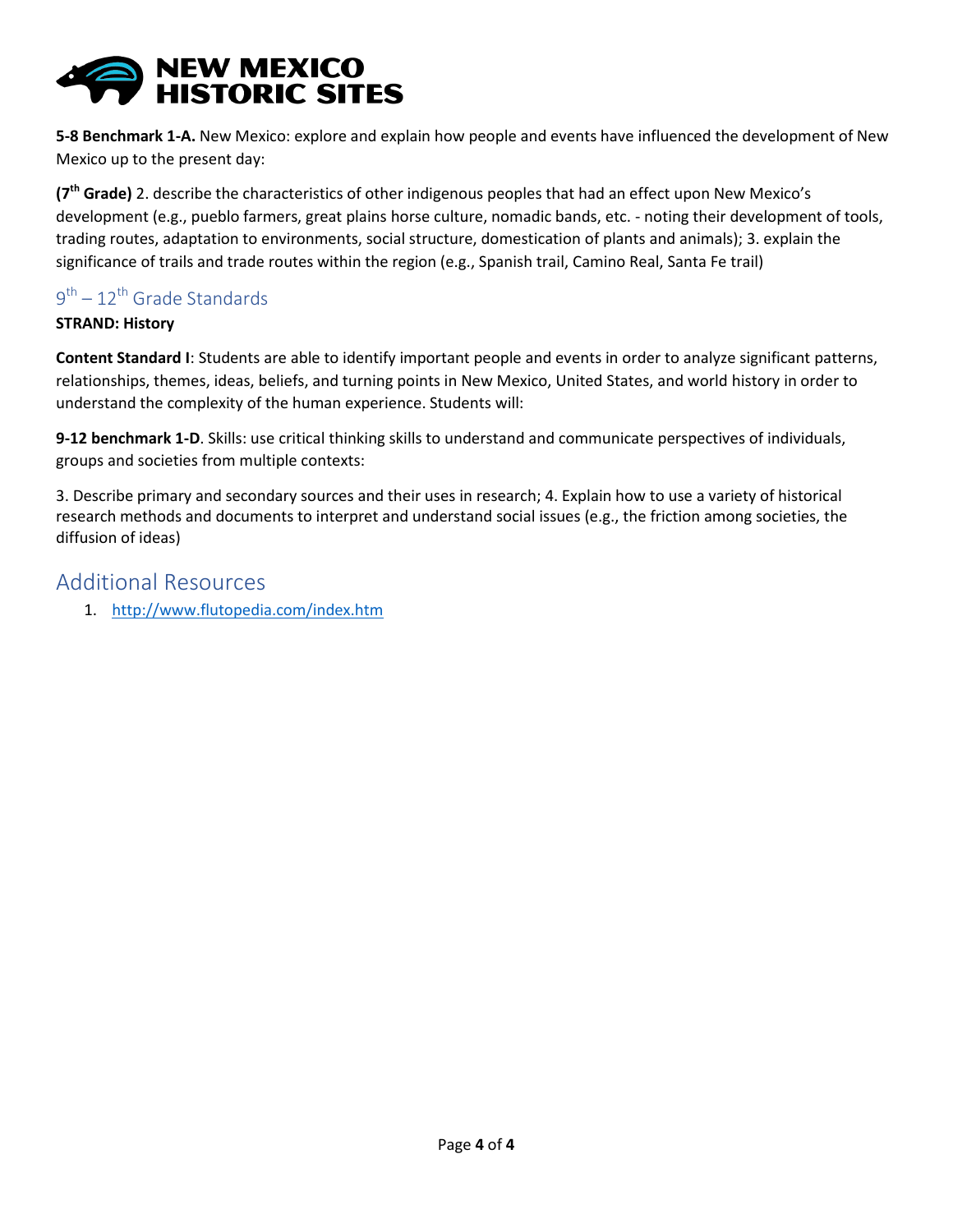**5-8 Benchmark 1-A.** New Mexico: explore and explain how people and events have influenced the development of New Mexico up to the present day:

**(7th Grade)** 2. describe the characteristics of other indigenous peoples that had an effect upon New Mexico's development (e.g., pueblo farmers, great plains horse culture, nomadic bands, etc. - noting their development of tools, trading routes, adaptation to environments, social structure, domestication of plants and animals); 3. explain the significance of trails and trade routes within the region (e.g., Spanish trail, Camino Real, Santa Fe trail)

## 9th – 12th Grade Standards

**STRAND: History**

**Content Standard I**: Students are able to identify important people and events in order to analyze significant patterns, relationships, themes, ideas, beliefs, and turning points in New Mexico, United States, and world history in order to understand the complexity of the human experience. Students will:

**9-12 benchmark 1-D**. Skills: use critical thinking skills to understand and communicate perspectives of individuals, groups and societies from multiple contexts:

3. Describe primary and secondary sources and their uses in research; 4. Explain how to use a variety of historical research methods and documents to interpret and understand social issues (e.g., the friction among societies, the diffusion of ideas)

# Additional Resources

1. http://www.flutopedia.com/index.htm